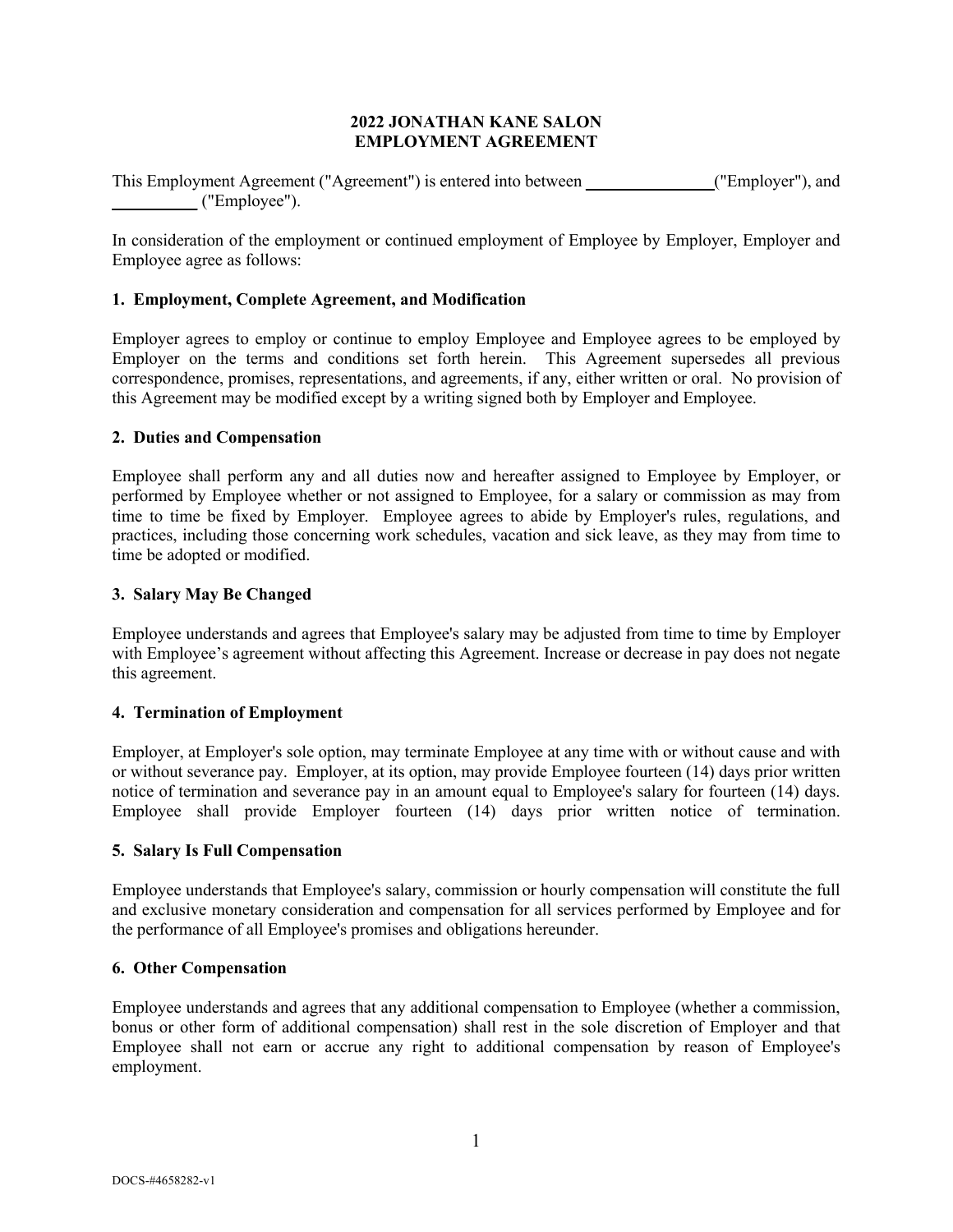# 2022 JONATHAN KANE SALON EMPLOYMENT AGREEMENT

This Employment Agreement ("Agreement") is entered into between _______________("Employer"), and __________ ("Employee").

In consideration of the employment or continued employment of Employee by Employer, Employer and Employee agree as follows:

## 1. Employment, Complete Agreement, and Modification

Employer agrees to employ or continue to employ Employee and Employee agrees to be employed by Employer on the terms and conditions set forth herein. This Agreement supersedes all previous correspondence, promises, representations, and agreements, if any, either written or oral. No provision of this Agreement may be modified except by a writing signed both by Employer and Employee.

## 2. Duties and Compensation

Employee shall perform any and all duties now and hereafter assigned to Employee by Employer, or performed by Employee whether or not assigned to Employee, for a salary or commission as may from time to time be fixed by Employer. Employee agrees to abide by Employer's rules, regulations, and practices, including those concerning work schedules, vacation and sick leave, as they may from time to time be adopted or modified.

## 3. Salary May Be Changed

Employee understands and agrees that Employee's salary may be adjusted from time to time by Employer with Employee's agreement without affecting this Agreement. Increase or decrease in pay does not negate this agreement.

## 4. Termination of Employment

Employer, at Employer's sole option, may terminate Employee at any time with or without cause and with or without severance pay. Employer, at its option, may provide Employee fourteen (14) days prior written notice of termination and severance pay in an amount equal to Employee's salary for fourteen (14) days. Employee shall provide Employer fourteen (14) days prior written notice of termination.

## 5. Salary Is Full Compensation

Employee understands that Employee's salary, commission or hourly compensation will constitute the full and exclusive monetary consideration and compensation for all services performed by Employee and for the performance of all Employee's promises and obligations hereunder.

## 6. Other Compensation

Employee understands and agrees that any additional compensation to Employee (whether a commission, bonus or other form of additional compensation) shall rest in the sole discretion of Employer and that Employee shall not earn or accrue any right to additional compensation by reason of Employee's employment.

DOCS-#4658282-v1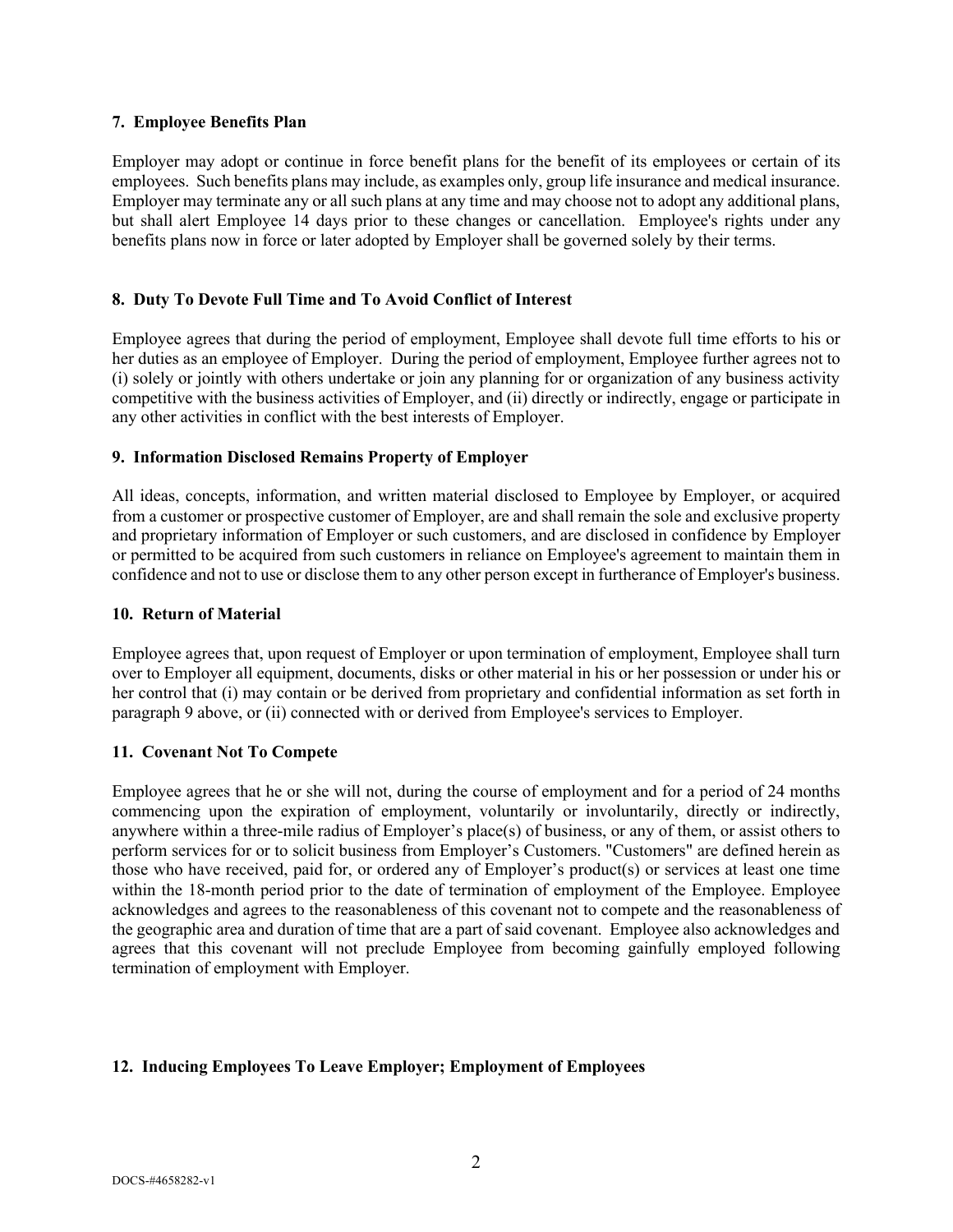### 7. Employee Benefits Plan

Employer may adopt or continue in force benefit plans for the benefit of its employees or certain of its employees. Such benefits plans may include, as examples only, group life insurance and medical insurance. Employer may terminate any or all such plans at any time and may choose not to adopt any additional plans, but shall alert Employee 14 days prior to these changes or cancellation. Employee's rights under any benefits plans now in force or later adopted by Employer shall be governed solely by their terms.

### 8. Duty To Devote Full Time and To Avoid Conflict of Interest

Employee agrees that during the period of employment, Employee shall devote full time efforts to his or her duties as an employee of Employer. During the period of employment, Employee further agrees not to (i) solely or jointly with others undertake or join any planning for or organization of any business activity competitive with the business activities of Employer, and (ii) directly or indirectly, engage or participate in any other activities in conflict with the best interests of Employer.

### 9. Information Disclosed Remains Property of Employer

All ideas, concepts, information, and written material disclosed to Employee by Employer, or acquired from a customer or prospective customer of Employer, are and shall remain the sole and exclusive property and proprietary information of Employer or such customers, and are disclosed in confidence by Employer or permitted to be acquired from such customers in reliance on Employee's agreement to maintain them in confidence and not to use or disclose them to any other person except in furtherance of Employer's business.

### 10. Return of Material

Employee agrees that, upon request of Employer or upon termination of employment, Employee shall turn over to Employer all equipment, documents, disks or other material in his or her possession or under his or her control that (i) may contain or be derived from proprietary and confidential information as set forth in paragraph 9 above, or (ii) connected with or derived from Employee's services to Employer.

### 11. Covenant Not To Compete

Employee agrees that he or she will not, during the course of employment and for a period of 24 months commencing upon the expiration of employment, voluntarily or involuntarily, directly or indirectly, anywhere within a three-mile radius of Employer's place(s) of business, or any of them, or assist others to perform services for or to solicit business from Employer's Customers. "Customers" are defined herein as those who have received, paid for, or ordered any of Employer's product(s) or services at least one time within the 18-month period prior to the date of termination of employment of the Employee. Employee acknowledges and agrees to the reasonableness of this covenant not to compete and the reasonableness of the geographic area and duration of time that are a part of said covenant. Employee also acknowledges and agrees that this covenant will not preclude Employee from becoming gainfully employed following termination of employment with Employer.

### 12. Inducing Employees To Leave Employer; Employment of Employees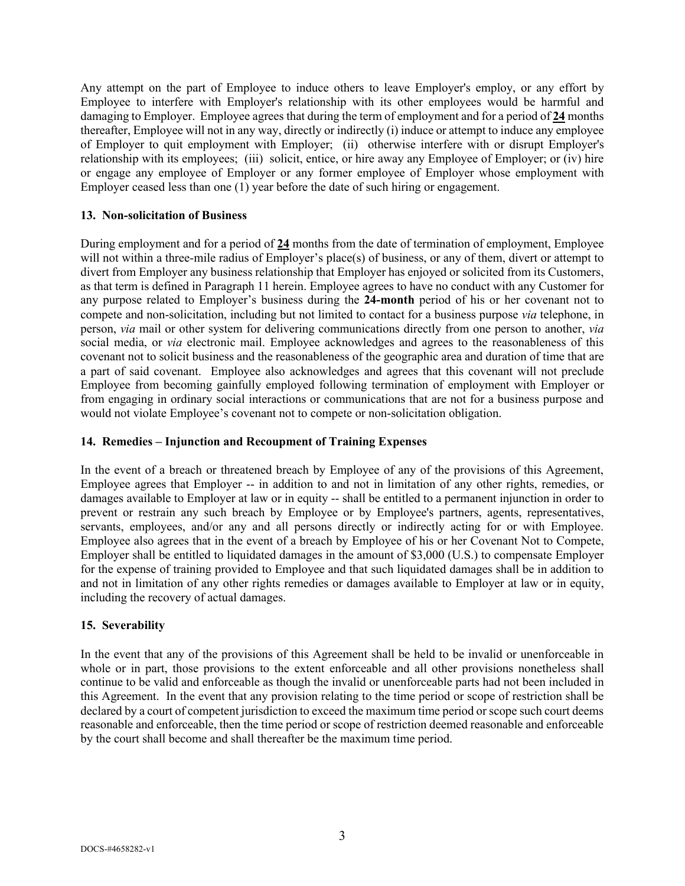Any attempt on the part of Employee to induce others to leave Employer's employ, or any effort by Employee to interfere with Employer's relationship with its other employees would be harmful and damaging to Employer. Employee agrees that during the term of employment and for a period of **24** months thereafter, Employee will not in any way, directly or indirectly (i) induce or attempt to induce any employee of Employer to quit employment with Employer; (ii) otherwise interfere with or disrupt Employer's relationship with its employees; (iii) solicit, entice, or hire away any Employee of Employer; or (iv) hire or engage any employee of Employer or any former employee of Employer whose employment with Employer ceased less than one (1) year before the date of such hiring or engagement.

**13. Non-solicitation of Business**

During employment and for a period of **24** months from the date of termination of employment, Employee will not within a three-mile radius of Employer's place(s) of business, or any of them, divert or attempt to divert from Employer any business relationship that Employer has enjoyed or solicited from its Customers, as that term is defined in Paragraph 11 herein. Employee agrees to have no conduct with any Customer for any purpose related to Employer's business during the **24-month** period of his or her covenant not to compete and non-solicitation, including but not limited to contact for a business purpose *via* telephone, in person, *via* mail or other system for delivering communications directly from one person to another, *via* social media, or *via* electronic mail. Employee acknowledges and agrees to the reasonableness of this covenant not to solicit business and the reasonableness of the geographic area and duration of time that are a part of said covenant. Employee also acknowledges and agrees that this covenant will not preclude Employee from becoming gainfully employed following termination of employment with Employer or from engaging in ordinary social interactions or communications that are not for a business purpose and would not violate Employee's covenant not to compete or non-solicitation obligation.

**14. Remedies – Injunction and Recoupment of Training Expenses**

In the event of a breach or threatened breach by Employee of any of the provisions of this Agreement, Employee agrees that Employer -- in addition to and not in limitation of any other rights, remedies, or damages available to Employer at law or in equity -- shall be entitled to a permanent injunction in order to prevent or restrain any such breach by Employee or by Employee's partners, agents, representatives, servants, employees, and/or any and all persons directly or indirectly acting for or with Employee. Employee also agrees that in the event of a breach by Employee of his or her Covenant Not to Compete, Employer shall be entitled to liquidated damages in the amount of $3,000 (U.S.) to compensate Employer for the expense of training provided to Employee and that such liquidated damages shall be in addition to and not in limitation of any other rights remedies or damages available to Employer at law or in equity, including the recovery of actual damages.

**15. Severability**

In the event that any of the provisions of this Agreement shall be held to be invalid or unenforceable in whole or in part, those provisions to the extent enforceable and all other provisions nonetheless shall continue to be valid and enforceable as though the invalid or unenforceable parts had not been included in this Agreement. In the event that any provision relating to the time period or scope of restriction shall be declared by a court of competent jurisdiction to exceed the maximum time period or scope such court deems reasonable and enforceable, then the time period or scope of restriction deemed reasonable and enforceable by the court shall become and shall thereafter be the maximum time period.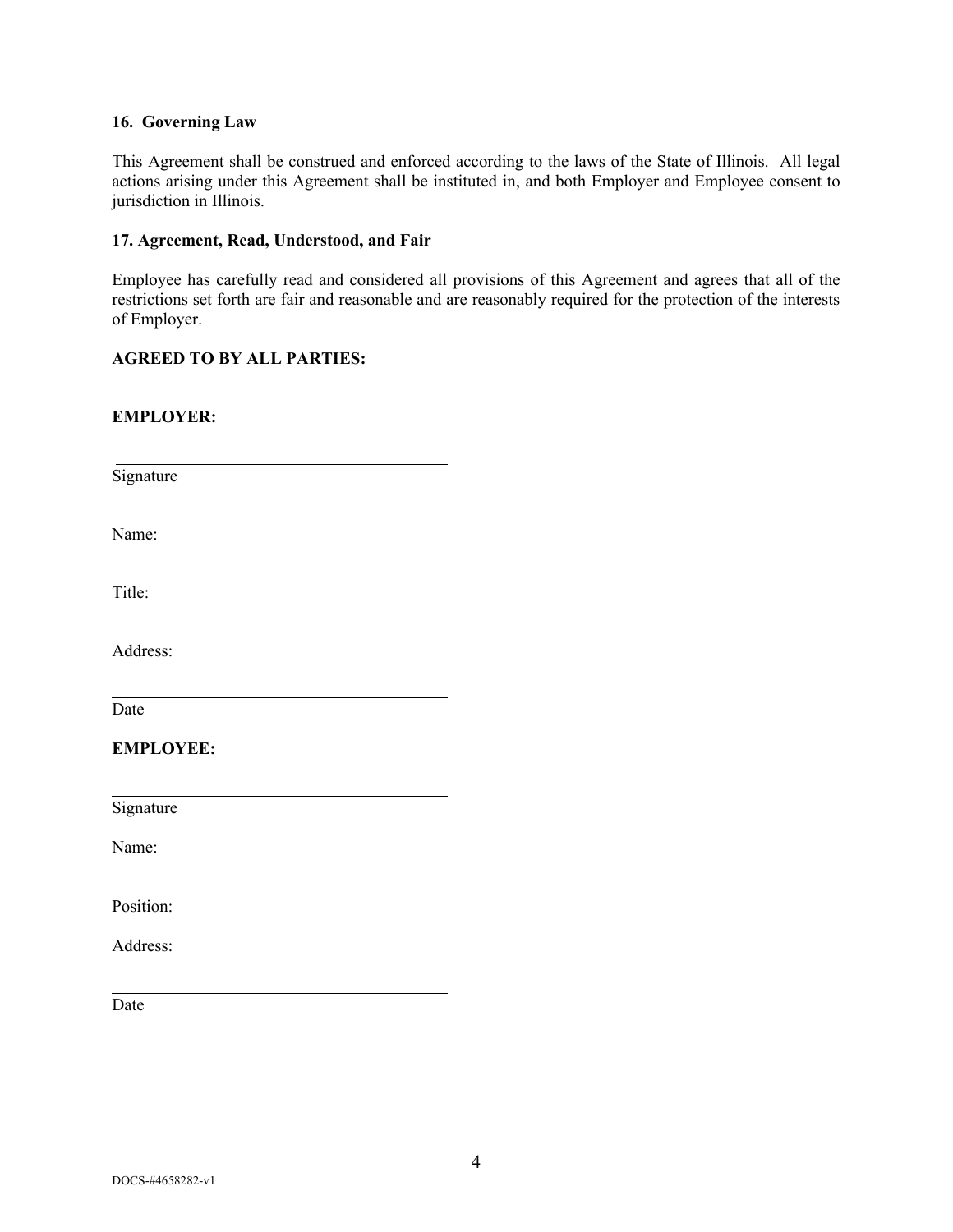**16. Governing Law**

This Agreement shall be construed and enforced according to the laws of the State of Illinois. All legal actions arising under this Agreement shall be instituted in, and both Employer and Employee consent to jurisdiction in Illinois.

**17. Agreement, Read, Understood, and Fair**

Employee has carefully read and considered all provisions of this Agreement and agrees that all of the restrictions set forth are fair and reasonable and are reasonably required for the protection of the interests of Employer.

**AGREED TO BY ALL PARTIES:**

**EMPLOYER:**

______________________________________
Signature

Name:

Title:

Address:

______________________________________
Date

**EMPLOYEE:**

______________________________________
Signature

Name:

Position:

Address:

______________________________________
Date

DOCS-#4658282-v1